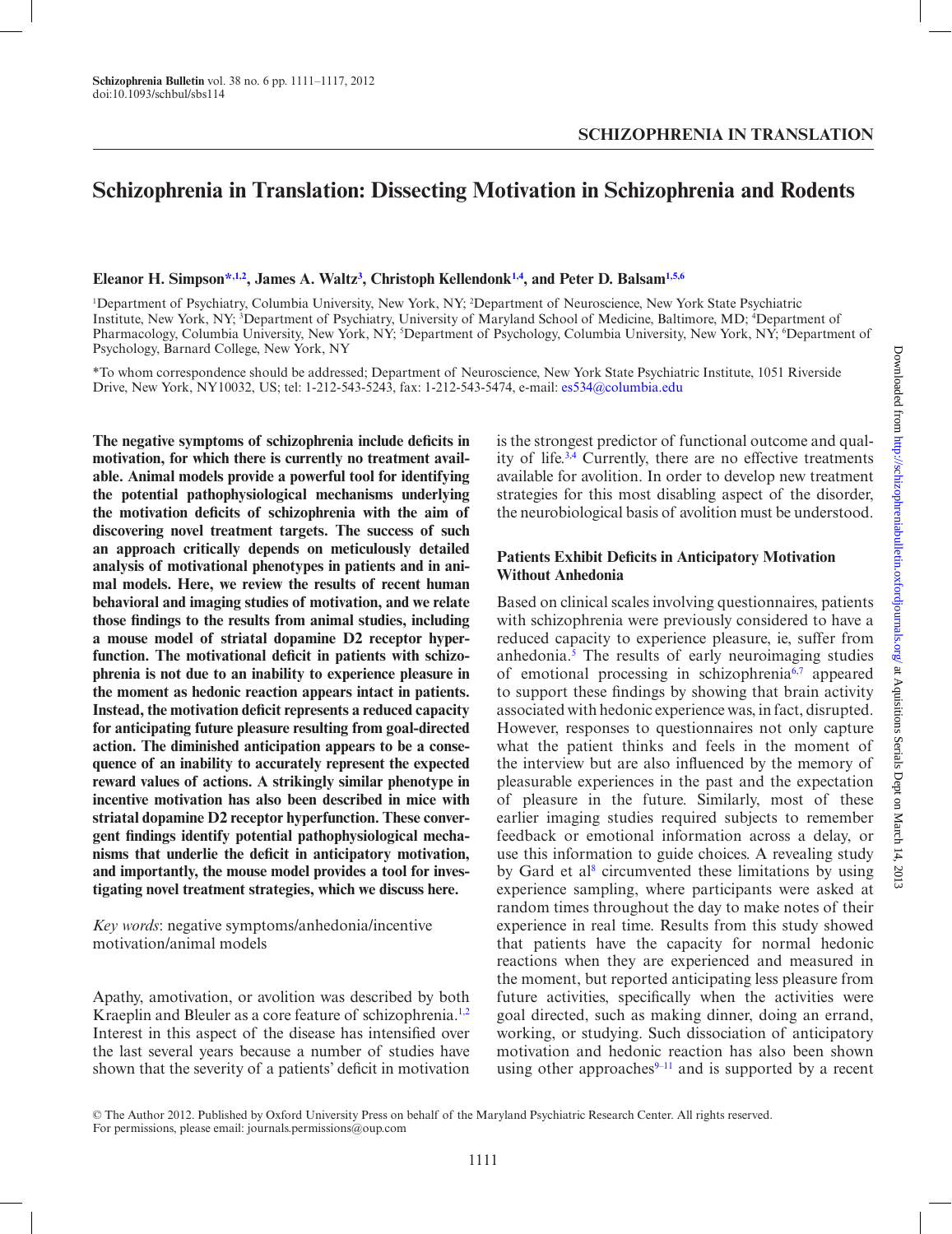SCHIZOPHRENIA IN TRANSLATION

# Schizophrenia in Translation: Dissecting Motivation in Schizophrenia and Rodents

**Eleanor H. Simpson**[*,1,2], **James A. Waltz**[3], **Christoph Kellendonk**[1,4], **and Peter D. Balsam**[1,5,6]

[1]Department of Psychiatry, Columbia University, New York, NY; [2]Department of Neuroscience, New York State Psychiatric Institute, New York, NY; [3]Department of Psychiatry, University of Maryland School of Medicine, Baltimore, MD; [4]Department of Pharmacology, Columbia University, New York, NY; [5]Department of Psychology, Columbia University, New York, NY; [6]Department of Psychology, Barnard College, New York, NY

*To whom correspondence should be addressed; Department of Neuroscience, New York State Psychiatric Institute, 1051 Riverside Drive, New York, NY10032, US; tel: 1-212-543-5243, fax: 1-212-543-5474, e-mail: es534@columbia.edu

**The negative symptoms of schizophrenia include deficits in motivation, for which there is currently no treatment available. Animal models provide a powerful tool for identifying the potential pathophysiological mechanisms underlying the motivation deficits of schizophrenia with the aim of discovering novel treatment targets. The success of such an approach critically depends on meticulously detailed analysis of motivational phenotypes in patients and in animal models. Here, we review the results of recent human behavioral and imaging studies of motivation, and we relate those findings to the results from animal studies, including a mouse model of striatal dopamine D2 receptor hyperfunction. The motivational deficit in patients with schizophrenia is not due to an inability to experience pleasure in the moment as hedonic reaction appears intact in patients. Instead, the motivation deficit represents a reduced capacity for anticipating future pleasure resulting from goal-directed action. The diminished anticipation appears to be a consequence of an inability to accurately represent the expected reward values of actions. A strikingly similar phenotype in incentive motivation has also been described in mice with striatal dopamine D2 receptor hyperfunction. These convergent findings identify potential pathophysiological mechanisms that underlie the deficit in anticipatory motivation, and importantly, the mouse model provides a tool for investigating novel treatment strategies, which we discuss here.**

*Key words*: negative symptoms/anhedonia/incentive motivation/animal models

Apathy, amotivation, or avolition was described by both Kraeplin and Bleuler as a core feature of schizophrenia.[1,2] Interest in this aspect of the disease has intensified over the last several years because a number of studies have shown that the severity of a patients' deficit in motivation is the strongest predictor of functional outcome and quality of life.[3,4] Currently, there are no effective treatments available for avolition. In order to develop new treatment strategies for this most disabling aspect of the disorder, the neurobiological basis of avolition must be understood.

## Patients Exhibit Deficits in Anticipatory Motivation Without Anhedonia

Based on clinical scales involving questionnaires, patients with schizophrenia were previously considered to have a reduced capacity to experience pleasure, ie, suffer from anhedonia.[5] The results of early neuroimaging studies of emotional processing in schizophrenia[6,7] appeared to support these findings by showing that brain activity associated with hedonic experience was, in fact, disrupted. However, responses to questionnaires not only capture what the patient thinks and feels in the moment of the interview but are also influenced by the memory of pleasurable experiences in the past and the expectation of pleasure in the future. Similarly, most of these earlier imaging studies required subjects to remember feedback or emotional information across a delay, or use this information to guide choices. A revealing study by Gard et al[8] circumvented these limitations by using experience sampling, where participants were asked at random times throughout the day to make notes of their experience in real time. Results from this study showed that patients have the capacity for normal hedonic reactions when they are experienced and measured in the moment, but reported anticipating less pleasure from future activities, specifically when the activities were goal directed, such as making dinner, doing an errand, working, or studying. Such dissociation of anticipatory motivation and hedonic reaction has also been shown using other approaches[9–11] and is supported by a recent

© The Author 2012. Published by Oxford University Press on behalf of the Maryland Psychiatric Research Center. All rights reserved. For permissions, please email: journals.permissions@oup.com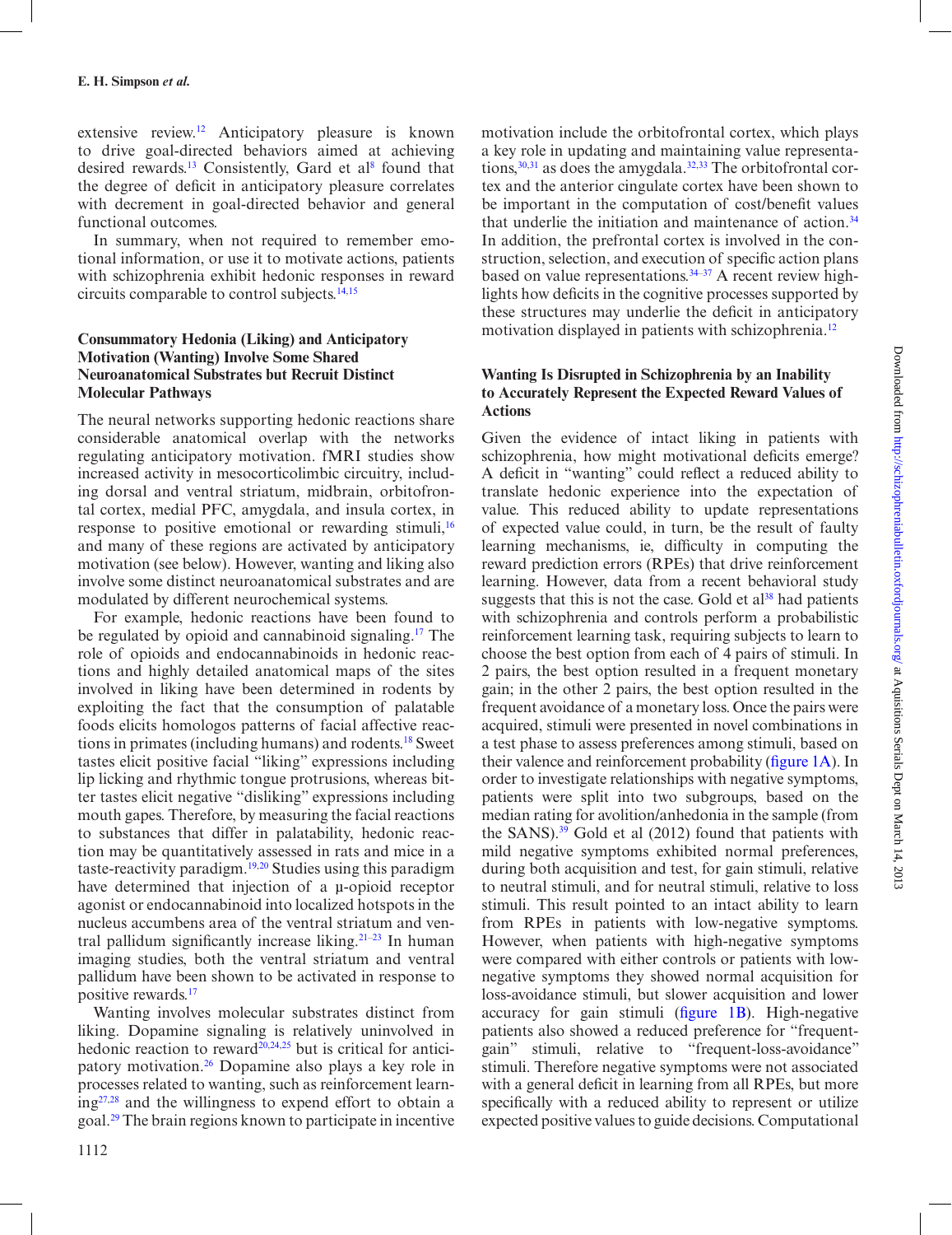extensive review.[12] Anticipatory pleasure is known to drive goal-directed behaviors aimed at achieving desired rewards.[13] Consistently, Gard et al[8] found that the degree of deficit in anticipatory pleasure correlates with decrement in goal-directed behavior and general functional outcomes.

In summary, when not required to remember emotional information, or use it to motivate actions, patients with schizophrenia exhibit hedonic responses in reward circuits comparable to control subjects.[14,15]

### Consummatory Hedonia (Liking) and Anticipatory Motivation (Wanting) Involve Some Shared Neuroanatomical Substrates but Recruit Distinct Molecular Pathways

The neural networks supporting hedonic reactions share considerable anatomical overlap with the networks regulating anticipatory motivation. fMRI studies show increased activity in mesocorticolimbic circuitry, including dorsal and ventral striatum, midbrain, orbitofrontal cortex, medial PFC, amygdala, and insula cortex, in response to positive emotional or rewarding stimuli,[16] and many of these regions are activated by anticipatory motivation (see below). However, wanting and liking also involve some distinct neuroanatomical substrates and are modulated by different neurochemical systems.

For example, hedonic reactions have been found to be regulated by opioid and cannabinoid signaling.[17] The role of opioids and endocannabinoids in hedonic reactions and highly detailed anatomical maps of the sites involved in liking have been determined in rodents by exploiting the fact that the consumption of palatable foods elicits homologos patterns of facial affective reactions in primates (including humans) and rodents.[18] Sweet tastes elicit positive facial "liking" expressions including lip licking and rhythmic tongue protrusions, whereas bitter tastes elicit negative "disliking" expressions including mouth gapes. Therefore, by measuring the facial reactions to substances that differ in palatability, hedonic reaction may be quantitatively assessed in rats and mice in a taste-reactivity paradigm.[19,20] Studies using this paradigm have determined that injection of a μ-opioid receptor agonist or endocannabinoid into localized hotspots in the nucleus accumbens area of the ventral striatum and ventral pallidum significantly increase liking.[21–23] In human imaging studies, both the ventral striatum and ventral pallidum have been shown to be activated in response to positive rewards.[17]

Wanting involves molecular substrates distinct from liking. Dopamine signaling is relatively uninvolved in hedonic reaction to reward[20,24,25] but is critical for anticipatory motivation.[26] Dopamine also plays a key role in processes related to wanting, such as reinforcement learning[27,28] and the willingness to expend effort to obtain a goal.[29] The brain regions known to participate in incentive motivation include the orbitofrontal cortex, which plays a key role in updating and maintaining value representations,[30,31] as does the amygdala.[32,33] The orbitofrontal cortex and the anterior cingulate cortex have been shown to be important in the computation of cost/benefit values that underlie the initiation and maintenance of action.[34] In addition, the prefrontal cortex is involved in the construction, selection, and execution of specific action plans based on value representations.[34–37] A recent review highlights how deficits in the cognitive processes supported by these structures may underlie the deficit in anticipatory motivation displayed in patients with schizophrenia.[12]

### Wanting Is Disrupted in Schizophrenia by an Inability to Accurately Represent the Expected Reward Values of Actions

Given the evidence of intact liking in patients with schizophrenia, how might motivational deficits emerge? A deficit in "wanting" could reflect a reduced ability to translate hedonic experience into the expectation of value. This reduced ability to update representations of expected value could, in turn, be the result of faulty learning mechanisms, ie, difficulty in computing the reward prediction errors (RPEs) that drive reinforcement learning. However, data from a recent behavioral study suggests that this is not the case. Gold et al[38] had patients with schizophrenia and controls perform a probabilistic reinforcement learning task, requiring subjects to learn to choose the best option from each of 4 pairs of stimuli. In 2 pairs, the best option resulted in a frequent monetary gain; in the other 2 pairs, the best option resulted in the frequent avoidance of a monetary loss. Once the pairs were acquired, stimuli were presented in novel combinations in a test phase to assess preferences among stimuli, based on their valence and reinforcement probability (figure 1A). In order to investigate relationships with negative symptoms, patients were split into two subgroups, based on the median rating for avolition/anhedonia in the sample (from the SANS).[39] Gold et al (2012) found that patients with mild negative symptoms exhibited normal preferences, during both acquisition and test, for gain stimuli, relative to neutral stimuli, and for neutral stimuli, relative to loss stimuli. This result pointed to an intact ability to learn from RPEs in patients with low-negative symptoms. However, when patients with high-negative symptoms were compared with either controls or patients with low-negative symptoms they showed normal acquisition for loss-avoidance stimuli, but slower acquisition and lower accuracy for gain stimuli (figure 1B). High-negative patients also showed a reduced preference for "frequent-gain" stimuli, relative to "frequent-loss-avoidance" stimuli. Therefore negative symptoms were not associated with a general deficit in learning from all RPEs, but more specifically with a reduced ability to represent or utilize expected positive values to guide decisions. Computational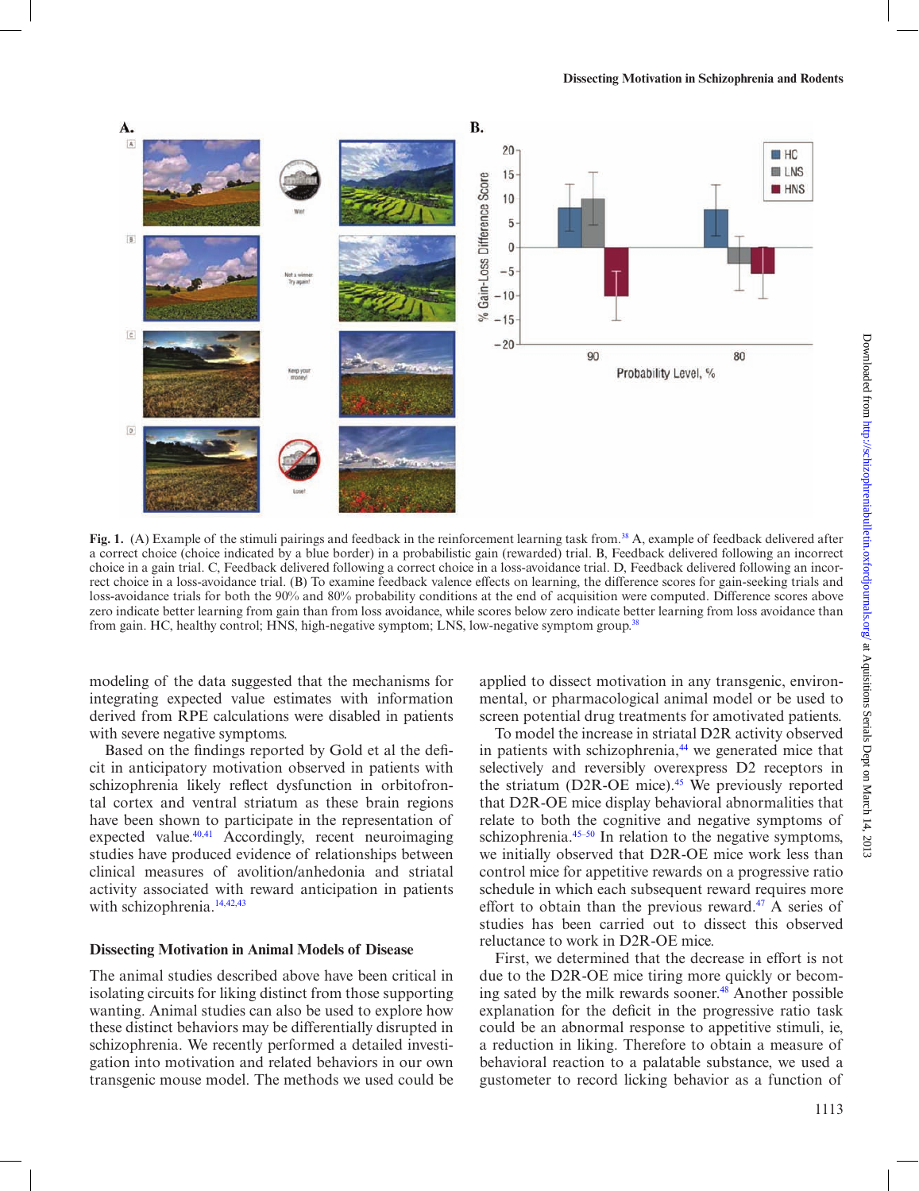Fig. 1. (A) Example of the stimuli pairings and feedback in the reinforcement learning task from.[38] A, example of feedback delivered after a correct choice (choice indicated by a blue border) in a probabilistic gain (rewarded) trial. B, Feedback delivered following an incorrect choice in a gain trial. C, Feedback delivered following a correct choice in a loss-avoidance trial. D, Feedback delivered following an incorrect choice in a loss-avoidance trial. (B) To examine feedback valence effects on learning, the difference scores for gain-seeking trials and loss-avoidance trials for both the 90% and 80% probability conditions at the end of acquisition were computed. Difference scores above zero indicate better learning from gain than from loss avoidance, while scores below zero indicate better learning from loss avoidance than from gain. HC, healthy control; HNS, high-negative symptom; LNS, low-negative symptom group.[38]

modeling of the data suggested that the mechanisms for integrating expected value estimates with information derived from RPE calculations were disabled in patients with severe negative symptoms.

Based on the findings reported by Gold et al the deficit in anticipatory motivation observed in patients with schizophrenia likely reflect dysfunction in orbitofrontal cortex and ventral striatum as these brain regions have been shown to participate in the representation of expected value.[40,41] Accordingly, recent neuroimaging studies have produced evidence of relationships between clinical measures of avolition/anhedonia and striatal activity associated with reward anticipation in patients with schizophrenia.[14,42,43]

## Dissecting Motivation in Animal Models of Disease

The animal studies described above have been critical in isolating circuits for liking distinct from those supporting wanting. Animal studies can also be used to explore how these distinct behaviors may be differentially disrupted in schizophrenia. We recently performed a detailed investigation into motivation and related behaviors in our own transgenic mouse model. The methods we used could be applied to dissect motivation in any transgenic, environmental, or pharmacological animal model or be used to screen potential drug treatments for amotivated patients.

To model the increase in striatal D2R activity observed in patients with schizophrenia,[44] we generated mice that selectively and reversibly overexpress D2 receptors in the striatum (D2R-OE mice).[45] We previously reported that D2R-OE mice display behavioral abnormalities that relate to both the cognitive and negative symptoms of schizophrenia.[45–50] In relation to the negative symptoms, we initially observed that D2R-OE mice work less than control mice for appetitive rewards on a progressive ratio schedule in which each subsequent reward requires more effort to obtain than the previous reward.[47] A series of studies has been carried out to dissect this observed reluctance to work in D2R-OE mice.

First, we determined that the decrease in effort is not due to the D2R-OE mice tiring more quickly or becoming sated by the milk rewards sooner.[48] Another possible explanation for the deficit in the progressive ratio task could be an abnormal response to appetitive stimuli, ie, a reduction in liking. Therefore to obtain a measure of behavioral reaction to a palatable substance, we used a gustometer to record licking behavior as a function of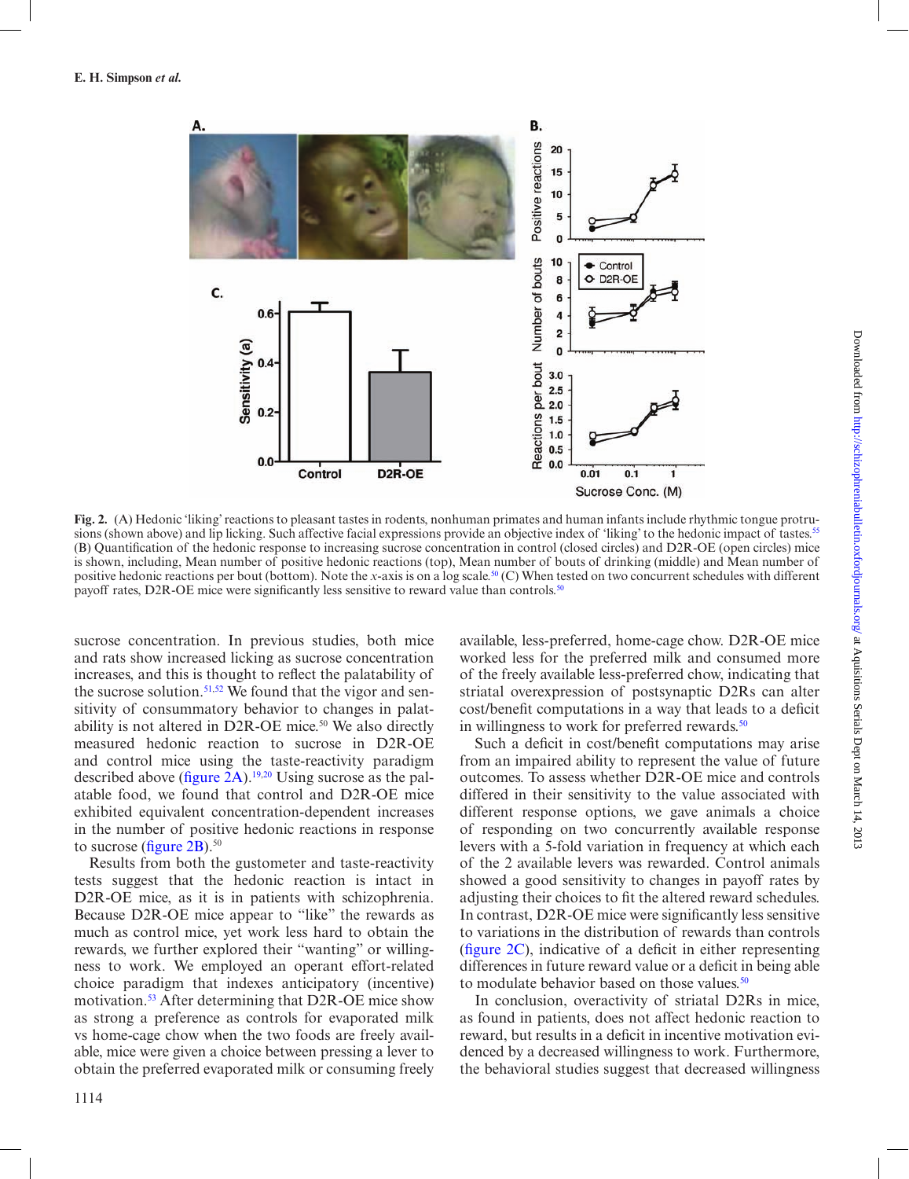**Fig. 2.** (A) Hedonic 'liking' reactions to pleasant tastes in rodents, nonhuman primates and human infants include rhythmic tongue protrusions (shown above) and lip licking. Such affective facial expressions provide an objective index of 'liking' to the hedonic impact of tastes.[55] (B) Quantification of the hedonic response to increasing sucrose concentration in control (closed circles) and D2R-OE (open circles) mice is shown, including, Mean number of positive hedonic reactions (top), Mean number of bouts of drinking (middle) and Mean number of positive hedonic reactions per bout (bottom). Note the *x*-axis is on a log scale.[50] (C) When tested on two concurrent schedules with different payoff rates, D2R-OE mice were significantly less sensitive to reward value than controls.[50]

sucrose concentration. In previous studies, both mice and rats show increased licking as sucrose concentration increases, and this is thought to reflect the palatability of the sucrose solution.[51,52] We found that the vigor and sensitivity of consummatory behavior to changes in palatability is not altered in D2R-OE mice.[50] We also directly measured hedonic reaction to sucrose in D2R-OE and control mice using the taste-reactivity paradigm described above (figure 2A).[19,20] Using sucrose as the palatable food, we found that control and D2R-OE mice exhibited equivalent concentration-dependent increases in the number of positive hedonic reactions in response to sucrose (figure 2B).[50]

Results from both the gustometer and taste-reactivity tests suggest that the hedonic reaction is intact in D2R-OE mice, as it is in patients with schizophrenia. Because D2R-OE mice appear to "like" the rewards as much as control mice, yet work less hard to obtain the rewards, we further explored their "wanting" or willingness to work. We employed an operant effort-related choice paradigm that indexes anticipatory (incentive) motivation.[53] After determining that D2R-OE mice show as strong a preference as controls for evaporated milk vs home-cage chow when the two foods are freely available, mice were given a choice between pressing a lever to obtain the preferred evaporated milk or consuming freely available, less-preferred, home-cage chow. D2R-OE mice worked less for the preferred milk and consumed more of the freely available less-preferred chow, indicating that striatal overexpression of postsynaptic D2Rs can alter cost/benefit computations in a way that leads to a deficit in willingness to work for preferred rewards.[50]

Such a deficit in cost/benefit computations may arise from an impaired ability to represent the value of future outcomes. To assess whether D2R-OE mice and controls differed in their sensitivity to the value associated with different response options, we gave animals a choice of responding on two concurrently available response levers with a 5-fold variation in frequency at which each of the 2 available levers was rewarded. Control animals showed a good sensitivity to changes in payoff rates by adjusting their choices to fit the altered reward schedules. In contrast, D2R-OE mice were significantly less sensitive to variations in the distribution of rewards than controls (figure 2C), indicative of a deficit in either representing differences in future reward value or a deficit in being able to modulate behavior based on those values.[50]

In conclusion, overactivity of striatal D2Rs in mice, as found in patients, does not affect hedonic reaction to reward, but results in a deficit in incentive motivation evidenced by a decreased willingness to work. Furthermore, the behavioral studies suggest that decreased willingness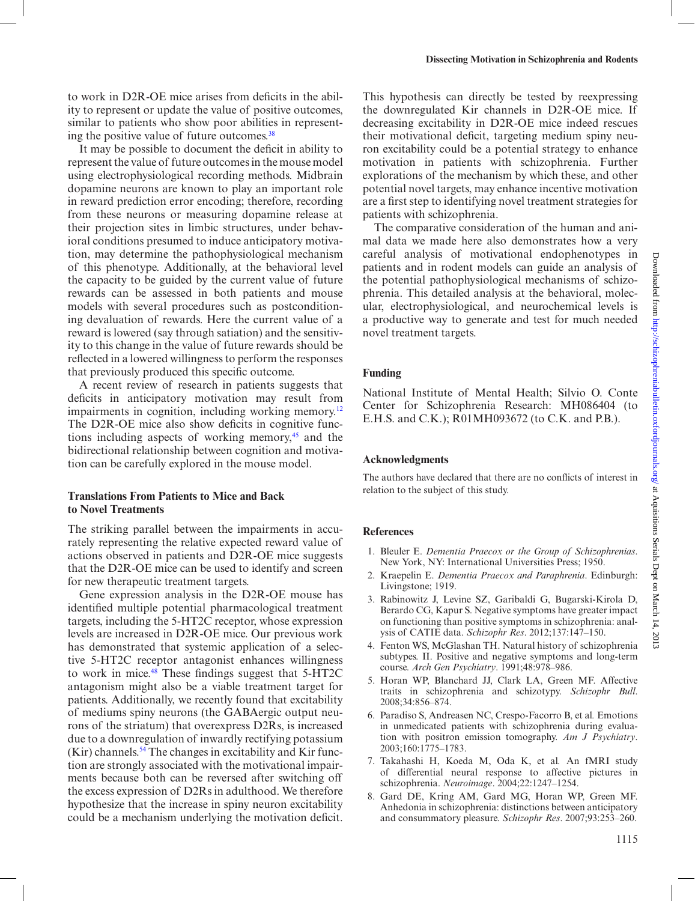to work in D2R-OE mice arises from deficits in the ability to represent or update the value of positive outcomes, similar to patients who show poor abilities in representing the positive value of future outcomes.[38]

It may be possible to document the deficit in ability to represent the value of future outcomes in the mouse model using electrophysiological recording methods. Midbrain dopamine neurons are known to play an important role in reward prediction error encoding; therefore, recording from these neurons or measuring dopamine release at their projection sites in limbic structures, under behavioral conditions presumed to induce anticipatory motivation, may determine the pathophysiological mechanism of this phenotype. Additionally, at the behavioral level the capacity to be guided by the current value of future rewards can be assessed in both patients and mouse models with several procedures such as postconditioning devaluation of rewards. Here the current value of a reward is lowered (say through satiation) and the sensitivity to this change in the value of future rewards should be reflected in a lowered willingness to perform the responses that previously produced this specific outcome.

A recent review of research in patients suggests that deficits in anticipatory motivation may result from impairments in cognition, including working memory.[12] The D2R-OE mice also show deficits in cognitive functions including aspects of working memory,[45] and the bidirectional relationship between cognition and motivation can be carefully explored in the mouse model.

## Translations From Patients to Mice and Back to Novel Treatments

The striking parallel between the impairments in accurately representing the relative expected reward value of actions observed in patients and D2R-OE mice suggests that the D2R-OE mice can be used to identify and screen for new therapeutic treatment targets.

Gene expression analysis in the D2R-OE mouse has identified multiple potential pharmacological treatment targets, including the 5-HT2C receptor, whose expression levels are increased in D2R-OE mice. Our previous work has demonstrated that systemic application of a selective 5-HT2C receptor antagonist enhances willingness to work in mice.[48] These findings suggest that 5-HT2C antagonism might also be a viable treatment target for patients. Additionally, we recently found that excitability of mediums spiny neurons (the GABAergic output neurons of the striatum) that overexpress D2Rs, is increased due to a downregulation of inwardly rectifying potassium (Kir) channels.[54] The changes in excitability and Kir function are strongly associated with the motivational impairments because both can be reversed after switching off the excess expression of D2Rs in adulthood. We therefore hypothesize that the increase in spiny neuron excitability could be a mechanism underlying the motivation deficit. This hypothesis can directly be tested by reexpressing the downregulated Kir channels in D2R-OE mice. If decreasing excitability in D2R-OE mice indeed rescues their motivational deficit, targeting medium spiny neuron excitability could be a potential strategy to enhance motivation in patients with schizophrenia. Further explorations of the mechanism by which these, and other potential novel targets, may enhance incentive motivation are a first step to identifying novel treatment strategies for patients with schizophrenia.

The comparative consideration of the human and animal data we made here also demonstrates how a very careful analysis of motivational endophenotypes in patients and in rodent models can guide an analysis of the potential pathophysiological mechanisms of schizophrenia. This detailed analysis at the behavioral, molecular, electrophysiological, and neurochemical levels is a productive way to generate and test for much needed novel treatment targets.

## Funding

National Institute of Mental Health; Silvio O. Conte Center for Schizophrenia Research: MH086404 (to E.H.S. and C.K.); R01MH093672 (to C.K. and P.B.).

## Acknowledgments

The authors have declared that there are no conflicts of interest in relation to the subject of this study.

## References

1. Bleuler E. *Dementia Praecox or the Group of Schizophrenias*. New York, NY: International Universities Press; 1950.
2. Kraepelin E. *Dementia Praecox and Paraphrenia*. Edinburgh: Livingstone; 1919.
3. Rabinowitz J, Levine SZ, Garibaldi G, Bugarski-Kirola D, Berardo CG, Kapur S. Negative symptoms have greater impact on functioning than positive symptoms in schizophrenia: analysis of CATIE data. *Schizophr Res*. 2012;137:147–150.
4. Fenton WS, McGlashan TH. Natural history of schizophrenia subtypes. II. Positive and negative symptoms and long-term course. *Arch Gen Psychiatry*. 1991;48:978–986.
5. Horan WP, Blanchard JJ, Clark LA, Green MF. Affective traits in schizophrenia and schizotypy. *Schizophr Bull*. 2008;34:856–874.
6. Paradiso S, Andreasen NC, Crespo-Facorro B, et al. Emotions in unmedicated patients with schizophrenia during evaluation with positron emission tomography. *Am J Psychiatry*. 2003;160:1775–1783.
7. Takahashi H, Koeda M, Oda K, et al. An fMRI study of differential neural response to affective pictures in schizophrenia. *Neuroimage*. 2004;22:1247–1254.
8. Gard DE, Kring AM, Gard MG, Horan WP, Green MF. Anhedonia in schizophrenia: distinctions between anticipatory and consummatory pleasure. *Schizophr Res*. 2007;93:253–260.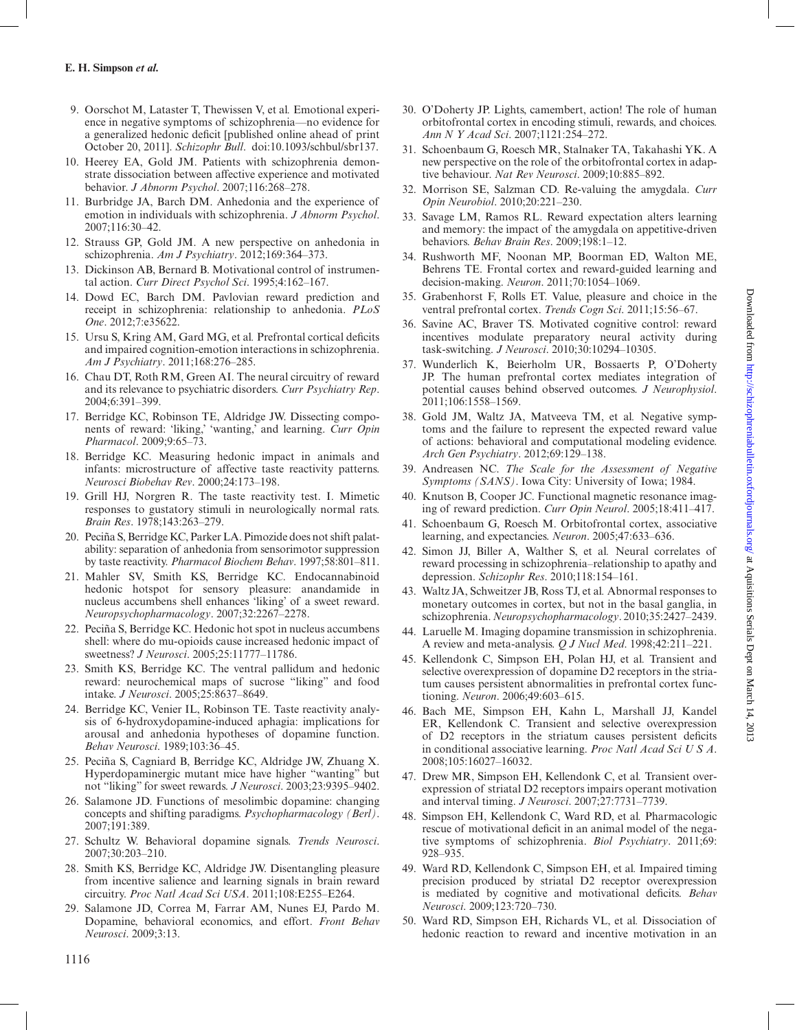9. Oorschot M, Lataster T, Thewissen V, et al. Emotional experience in negative symptoms of schizophrenia—no evidence for a generalized hedonic deficit [published online ahead of print October 20, 2011]. *Schizophr Bull*. doi:10.1093/schbul/sbr137.
10. Heerey EA, Gold JM. Patients with schizophrenia demonstrate dissociation between affective experience and motivated behavior. *J Abnorm Psychol*. 2007;116:268–278.
11. Burbridge JA, Barch DM. Anhedonia and the experience of emotion in individuals with schizophrenia. *J Abnorm Psychol*. 2007;116:30–42.
12. Strauss GP, Gold JM. A new perspective on anhedonia in schizophrenia. *Am J Psychiatry*. 2012;169:364–373.
13. Dickinson AB, Bernard B. Motivational control of instrumental action. *Curr Direct Psychol Sci*. 1995;4:162–167.
14. Dowd EC, Barch DM. Pavlovian reward prediction and receipt in schizophrenia: relationship to anhedonia. *PLoS One*. 2012;7:e35622.
15. Ursu S, Kring AM, Gard MG, et al. Prefrontal cortical deficits and impaired cognition-emotion interactions in schizophrenia. *Am J Psychiatry*. 2011;168:276–285.
16. Chau DT, Roth RM, Green AI. The neural circuitry of reward and its relevance to psychiatric disorders. *Curr Psychiatry Rep*. 2004;6:391–399.
17. Berridge KC, Robinson TE, Aldridge JW. Dissecting components of reward: 'liking,' 'wanting,' and learning. *Curr Opin Pharmacol*. 2009;9:65–73.
18. Berridge KC. Measuring hedonic impact in animals and infants: microstructure of affective taste reactivity patterns. *Neurosci Biobehav Rev*. 2000;24:173–198.
19. Grill HJ, Norgren R. The taste reactivity test. I. Mimetic responses to gustatory stimuli in neurologically normal rats. *Brain Res*. 1978;143:263–279.
20. Peciña S, Berridge KC, Parker LA. Pimozide does not shift palatability: separation of anhedonia from sensorimotor suppression by taste reactivity. *Pharmacol Biochem Behav*. 1997;58:801–811.
21. Mahler SV, Smith KS, Berridge KC. Endocannabinoid hedonic hotspot for sensory pleasure: anandamide in nucleus accumbens shell enhances 'liking' of a sweet reward. *Neuropsychopharmacology*. 2007;32:2267–2278.
22. Peciña S, Berridge KC. Hedonic hot spot in nucleus accumbens shell: where do mu-opioids cause increased hedonic impact of sweetness? *J Neurosci*. 2005;25:11777–11786.
23. Smith KS, Berridge KC. The ventral pallidum and hedonic reward: neurochemical maps of sucrose "liking" and food intake. *J Neurosci*. 2005;25:8637–8649.
24. Berridge KC, Venier IL, Robinson TE. Taste reactivity analysis of 6-hydroxydopamine-induced aphagia: implications for arousal and anhedonia hypotheses of dopamine function. *Behav Neurosci*. 1989;103:36–45.
25. Peciña S, Cagniard B, Berridge KC, Aldridge JW, Zhuang X. Hyperdopaminergic mutant mice have higher "wanting" but not "liking" for sweet rewards. *J Neurosci*. 2003;23:9395–9402.
26. Salamone JD. Functions of mesolimbic dopamine: changing concepts and shifting paradigms. *Psychopharmacology (Berl)*. 2007;191:389.
27. Schultz W. Behavioral dopamine signals. *Trends Neurosci*. 2007;30:203–210.
28. Smith KS, Berridge KC, Aldridge JW. Disentangling pleasure from incentive salience and learning signals in brain reward circuitry. *Proc Natl Acad Sci USA*. 2011;108:E255–E264.
29. Salamone JD, Correa M, Farrar AM, Nunes EJ, Pardo M. Dopamine, behavioral economics, and effort. *Front Behav Neurosci*. 2009;3:13.
30. O'Doherty JP. Lights, camembert, action! The role of human orbitofrontal cortex in encoding stimuli, rewards, and choices. *Ann N Y Acad Sci*. 2007;1121:254–272.
31. Schoenbaum G, Roesch MR, Stalnaker TA, Takahashi YK. A new perspective on the role of the orbitofrontal cortex in adaptive behaviour. *Nat Rev Neurosci*. 2009;10:885–892.
32. Morrison SE, Salzman CD. Re-valuing the amygdala. *Curr Opin Neurobiol*. 2010;20:221–230.
33. Savage LM, Ramos RL. Reward expectation alters learning and memory: the impact of the amygdala on appetitive-driven behaviors. *Behav Brain Res*. 2009;198:1–12.
34. Rushworth MF, Noonan MP, Boorman ED, Walton ME, Behrens TE. Frontal cortex and reward-guided learning and decision-making. *Neuron*. 2011;70:1054–1069.
35. Grabenhorst F, Rolls ET. Value, pleasure and choice in the ventral prefrontal cortex. *Trends Cogn Sci*. 2011;15:56–67.
36. Savine AC, Braver TS. Motivated cognitive control: reward incentives modulate preparatory neural activity during task-switching. *J Neurosci*. 2010;30:10294–10305.
37. Wunderlich K, Beierholm UR, Bossaerts P, O'Doherty JP. The human prefrontal cortex mediates integration of potential causes behind observed outcomes. *J Neurophysiol*. 2011;106:1558–1569.
38. Gold JM, Waltz JA, Matveeva TM, et al. Negative symptoms and the failure to represent the expected reward value of actions: behavioral and computational modeling evidence. *Arch Gen Psychiatry*. 2012;69:129–138.
39. Andreasen NC. *The Scale for the Assessment of Negative Symptoms (SANS)*. Iowa City: University of Iowa; 1984.
40. Knutson B, Cooper JC. Functional magnetic resonance imaging of reward prediction. *Curr Opin Neurol*. 2005;18:411–417.
41. Schoenbaum G, Roesch M. Orbitofrontal cortex, associative learning, and expectancies. *Neuron*. 2005;47:633–636.
42. Simon JJ, Biller A, Walther S, et al. Neural correlates of reward processing in schizophrenia–relationship to apathy and depression. *Schizophr Res*. 2010;118:154–161.
43. Waltz JA, Schweitzer JB, Ross TJ, et al. Abnormal responses to monetary outcomes in cortex, but not in the basal ganglia, in schizophrenia. *Neuropsychopharmacology*. 2010;35:2427–2439.
44. Laruelle M. Imaging dopamine transmission in schizophrenia. A review and meta-analysis. *Q J Nucl Med*. 1998;42:211–221.
45. Kellendonk C, Simpson EH, Polan HJ, et al. Transient and selective overexpression of dopamine D2 receptors in the striatum causes persistent abnormalities in prefrontal cortex functioning. *Neuron*. 2006;49:603–615.
46. Bach ME, Simpson EH, Kahn L, Marshall JJ, Kandel ER, Kellendonk C. Transient and selective overexpression of D2 receptors in the striatum causes persistent deficits in conditional associative learning. *Proc Natl Acad Sci U S A*. 2008;105:16027–16032.
47. Drew MR, Simpson EH, Kellendonk C, et al. Transient overexpression of striatal D2 receptors impairs operant motivation and interval timing. *J Neurosci*. 2007;27:7731–7739.
48. Simpson EH, Kellendonk C, Ward RD, et al. Pharmacologic rescue of motivational deficit in an animal model of the negative symptoms of schizophrenia. *Biol Psychiatry*. 2011;69:928–935.
49. Ward RD, Kellendonk C, Simpson EH, et al. Impaired timing precision produced by striatal D2 receptor overexpression is mediated by cognitive and motivational deficits. *Behav Neurosci*. 2009;123:720–730.
50. Ward RD, Simpson EH, Richards VL, et al. Dissociation of hedonic reaction to reward and incentive motivation in an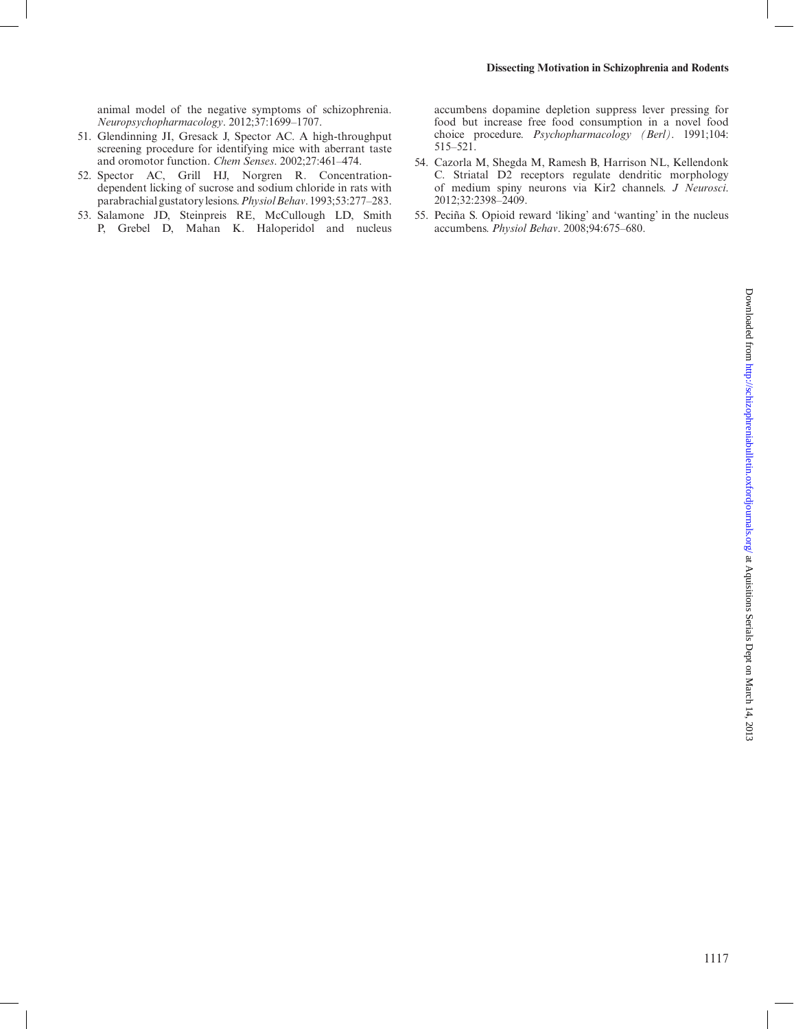animal model of the negative symptoms of schizophrenia. *Neuropsychopharmacology*. 2012;37:1699–1707.

51. Glendinning JI, Gresack J, Spector AC. A high-throughput screening procedure for identifying mice with aberrant taste and oromotor function. *Chem Senses*. 2002;27:461–474.
52. Spector AC, Grill HJ, Norgren R. Concentration-dependent licking of sucrose and sodium chloride in rats with parabrachial gustatory lesions. *Physiol Behav*. 1993;53:277–283.
53. Salamone JD, Steinpreis RE, McCullough LD, Smith P, Grebel D, Mahan K. Haloperidol and nucleus accumbens dopamine depletion suppress lever pressing for food but increase free food consumption in a novel food choice procedure. *Psychopharmacology (Berl)*. 1991;104: 515–521.
54. Cazorla M, Shegda M, Ramesh B, Harrison NL, Kellendonk C. Striatal D2 receptors regulate dendritic morphology of medium spiny neurons via Kir2 channels. *J Neurosci*. 2012;32:2398–2409.
55. Peciña S. Opioid reward 'liking' and 'wanting' in the nucleus accumbens. *Physiol Behav*. 2008;94:675–680.